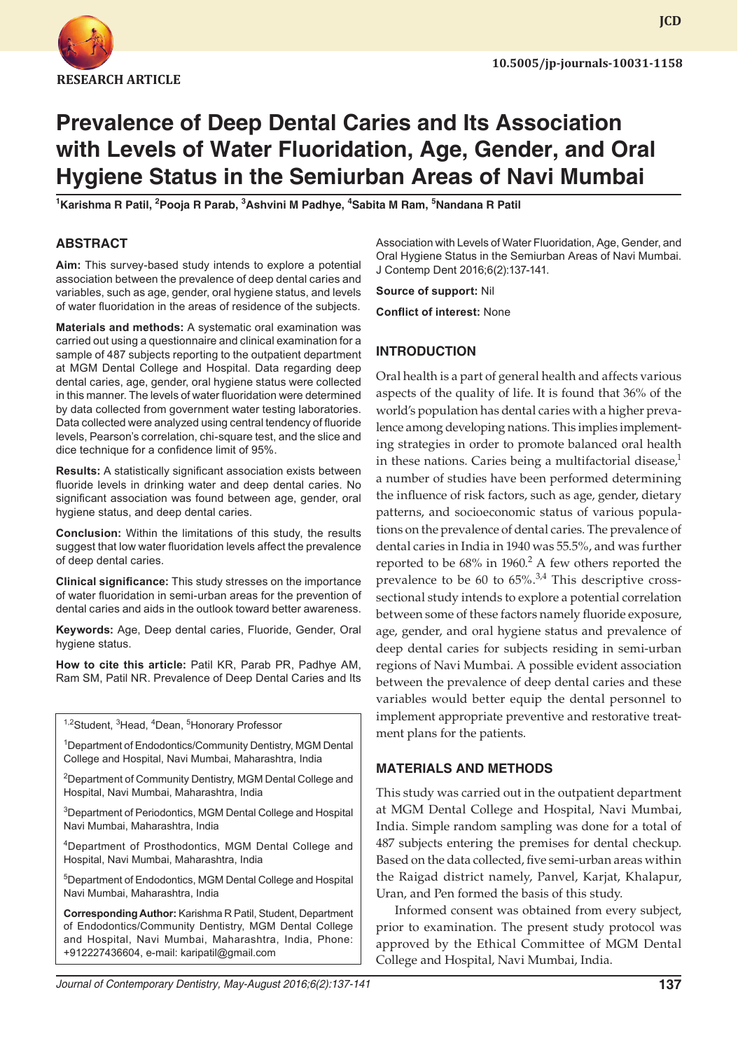RESEARCH ARTICLE

# Prevalence of Deep Dental Caries and Its Association with Levels of Water Fluoridation, Age, Gender, and Oral Hygiene Status in the Semiurban Areas of Navi Mumbai

[1]Karishma R Patil, [2]Pooja R Parab, [3]Ashvini M Padhye, [4]Sabita M Ram, [5]Nandana R Patil

## ABSTRACT

**Aim:** This survey-based study intends to explore a potential association between the prevalence of deep dental caries and variables, such as age, gender, oral hygiene status, and levels of water fluoridation in the areas of residence of the subjects.

**Materials and methods:** A systematic oral examination was carried out using a questionnaire and clinical examination for a sample of 487 subjects reporting to the outpatient department at MGM Dental College and Hospital. Data regarding deep dental caries, age, gender, oral hygiene status were collected in this manner. The levels of water fluoridation were determined by data collected from government water testing laboratories. Data collected were analyzed using central tendency of fluoride levels, Pearson's correlation, chi-square test, and the slice and dice technique for a confidence limit of 95%.

**Results:** A statistically significant association exists between fluoride levels in drinking water and deep dental caries. No significant association was found between age, gender, oral hygiene status, and deep dental caries.

**Conclusion:** Within the limitations of this study, the results suggest that low water fluoridation levels affect the prevalence of deep dental caries.

**Clinical significance:** This study stresses on the importance of water fluoridation in semi-urban areas for the prevention of dental caries and aids in the outlook toward better awareness.

**Keywords:** Age, Deep dental caries, Fluoride, Gender, Oral hygiene status.

**How to cite this article:** Patil KR, Parab PR, Padhye AM, Ram SM, Patil NR. Prevalence of Deep Dental Caries and Its Association with Levels of Water Fluoridation, Age, Gender, and Oral Hygiene Status in the Semiurban Areas of Navi Mumbai. J Contemp Dent 2016;6(2):137-141.

**Source of support:** Nil

**Conflict of interest:** None

[1,2]Student, [3]Head, [4]Dean, [5]Honorary Professor

[1]Department of Endodontics/Community Dentistry, MGM Dental College and Hospital, Navi Mumbai, Maharashtra, India

[2]Department of Community Dentistry, MGM Dental College and Hospital, Navi Mumbai, Maharashtra, India

[3]Department of Periodontics, MGM Dental College and Hospital Navi Mumbai, Maharashtra, India

[4]Department of Prosthodontics, MGM Dental College and Hospital, Navi Mumbai, Maharashtra, India

[5]Department of Endodontics, MGM Dental College and Hospital Navi Mumbai, Maharashtra, India

**Corresponding Author:** Karishma R Patil, Student, Department of Endodontics/Community Dentistry, MGM Dental College and Hospital, Navi Mumbai, Maharashtra, India, Phone: +912227436604, e-mail: karipatil@gmail.com

## INTRODUCTION

Oral health is a part of general health and affects various aspects of the quality of life. It is found that 36% of the world's population has dental caries with a higher prevalence among developing nations. This implies implementing strategies in order to promote balanced oral health in these nations. Caries being a multifactorial disease,[1] a number of studies have been performed determining the influence of risk factors, such as age, gender, dietary patterns, and socioeconomic status of various populations on the prevalence of dental caries. The prevalence of dental caries in India in 1940 was 55.5%, and was further reported to be 68% in 1960.[2] A few others reported the prevalence to be 60 to 65%.[3,4] This descriptive cross-sectional study intends to explore a potential correlation between some of these factors namely fluoride exposure, age, gender, and oral hygiene status and prevalence of deep dental caries for subjects residing in semi-urban regions of Navi Mumbai. A possible evident association between the prevalence of deep dental caries and these variables would better equip the dental personnel to implement appropriate preventive and restorative treatment plans for the patients.

## MATERIALS AND METHODS

This study was carried out in the outpatient department at MGM Dental College and Hospital, Navi Mumbai, India. Simple random sampling was done for a total of 487 subjects entering the premises for dental checkup. Based on the data collected, five semi-urban areas within the Raigad district namely, Panvel, Karjat, Khalapur, Uran, and Pen formed the basis of this study.

Informed consent was obtained from every subject, prior to examination. The present study protocol was approved by the Ethical Committee of MGM Dental College and Hospital, Navi Mumbai, India.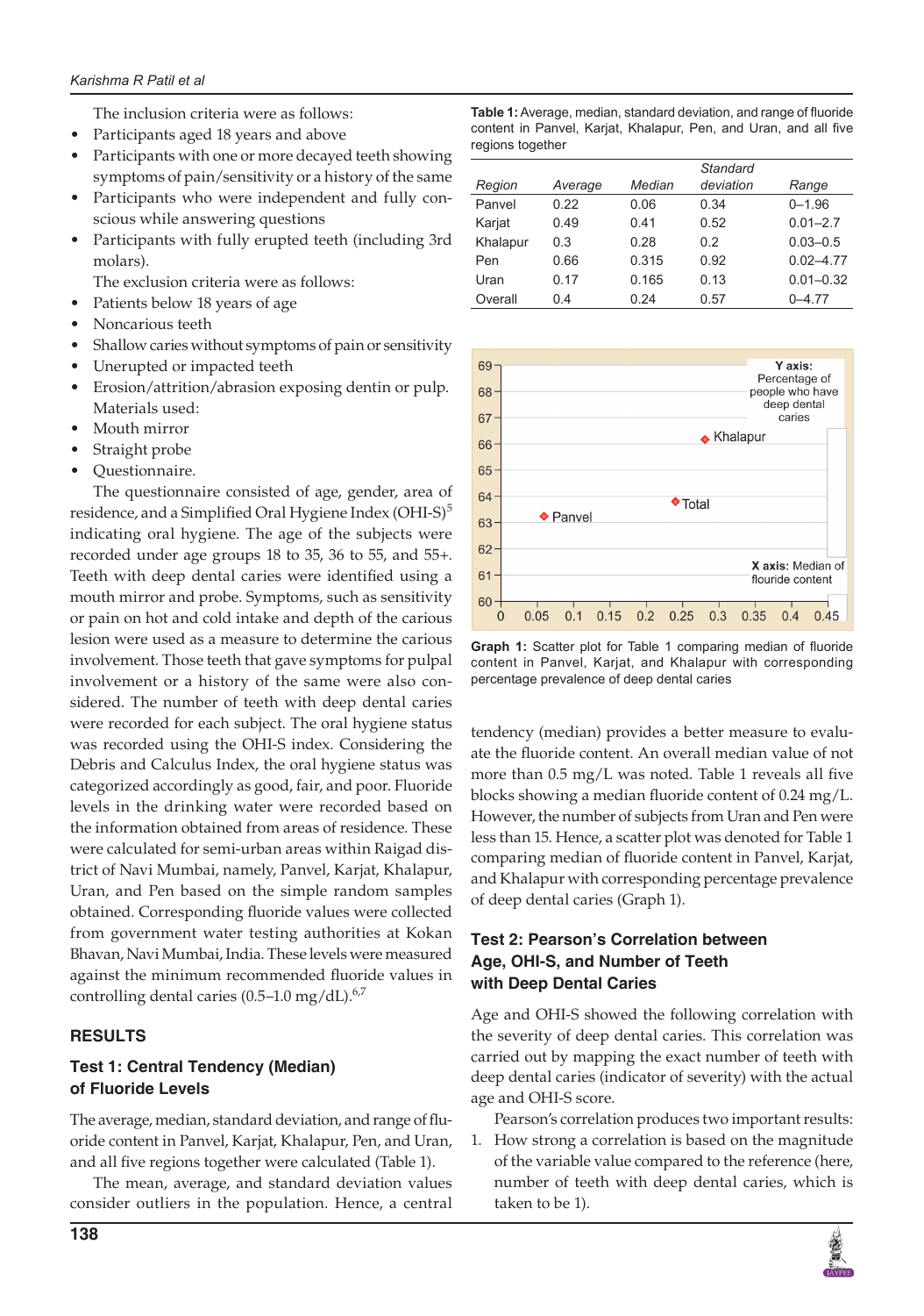The inclusion criteria were as follows:

- Participants aged 18 years and above
- Participants with one or more decayed teeth showing symptoms of pain/sensitivity or a history of the same
- Participants who were independent and fully conscious while answering questions
- Participants with fully erupted teeth (including 3rd molars).

The exclusion criteria were as follows:

- Patients below 18 years of age
- Noncarious teeth
- Shallow caries without symptoms of pain or sensitivity
- Unerupted or impacted teeth
- Erosion/attrition/abrasion exposing dentin or pulp.

Materials used:

- Mouth mirror
- Straight probe
- Questionnaire.

The questionnaire consisted of age, gender, area of residence, and a Simplified Oral Hygiene Index (OHI-S)[5] indicating oral hygiene. The age of the subjects were recorded under age groups 18 to 35, 36 to 55, and 55+. Teeth with deep dental caries were identified using a mouth mirror and probe. Symptoms, such as sensitivity or pain on hot and cold intake and depth of the carious lesion were used as a measure to determine the carious involvement. Those teeth that gave symptoms for pulpal involvement or a history of the same were also considered. The number of teeth with deep dental caries were recorded for each subject. The oral hygiene status was recorded using the OHI-S index. Considering the Debris and Calculus Index, the oral hygiene status was categorized accordingly as good, fair, and poor. Fluoride levels in the drinking water were recorded based on the information obtained from areas of residence. These were calculated for semi-urban areas within Raigad district of Navi Mumbai, namely, Panvel, Karjat, Khalapur, Uran, and Pen based on the simple random samples obtained. Corresponding fluoride values were collected from government water testing authorities at Kokan Bhavan, Navi Mumbai, India. These levels were measured against the minimum recommended fluoride values in controlling dental caries (0.5–1.0 mg/dL).[6,7]

## RESULTS

### Test 1: Central Tendency (Median) of Fluoride Levels

The average, median, standard deviation, and range of fluoride content in Panvel, Karjat, Khalapur, Pen, and Uran, and all five regions together were calculated (Table 1).

The mean, average, and standard deviation values consider outliers in the population. Hence, a central tendency (median) provides a better measure to evaluate the fluoride content. An overall median value of not more than 0.5 mg/L was noted. Table 1 reveals all five blocks showing a median fluoride content of 0.24 mg/L. However, the number of subjects from Uran and Pen were less than 15. Hence, a scatter plot was denoted for Table 1 comparing median of fluoride content in Panvel, Karjat, and Khalapur with corresponding percentage prevalence of deep dental caries (Graph 1).

**Table 1:** Average, median, standard deviation, and range of fluoride content in Panvel, Karjat, Khalapur, Pen, and Uran, and all five regions together

| *Region* | *Average* | *Median* | *Standard deviation* | *Range* |
|---|---|---|---|---|
| Panvel | 0.22 | 0.06 | 0.34 | 0–1.96 |
| Karjat | 0.49 | 0.41 | 0.52 | 0.01–2.7 |
| Khalapur | 0.3 | 0.28 | 0.2 | 0.03–0.5 |
| Pen | 0.66 | 0.315 | 0.92 | 0.02–4.77 |
| Uran | 0.17 | 0.165 | 0.13 | 0.01–0.32 |
| Overall | 0.4 | 0.24 | 0.57 | 0–4.77 |

**Graph 1:** Scatter plot for Table 1 comparing median of fluoride content in Panvel, Karjat, and Khalapur with corresponding percentage prevalence of deep dental caries

### Test 2: Pearson's Correlation between Age, OHI-S, and Number of Teeth with Deep Dental Caries

Age and OHI-S showed the following correlation with the severity of deep dental caries. This correlation was carried out by mapping the exact number of teeth with deep dental caries (indicator of severity) with the actual age and OHI-S score.

Pearson's correlation produces two important results:

1. How strong a correlation is based on the magnitude of the variable value compared to the reference (here, number of teeth with deep dental caries, which is taken to be 1).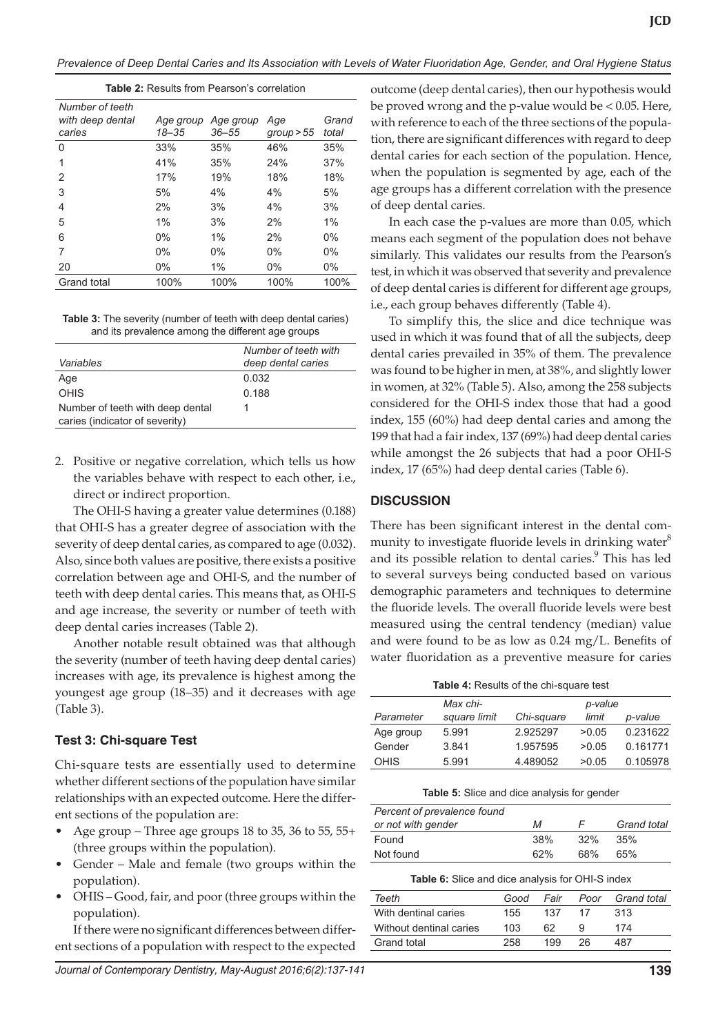**Table 2:** Results from Pearson's correlation

| Number of teeth with deep dental caries | Age group 18–35 | Age group 36–55 | Age group > 55 | Grand total |
|---|---|---|---|---|
| 0 | 33% | 35% | 46% | 35% |
| 1 | 41% | 35% | 24% | 37% |
| 2 | 17% | 19% | 18% | 18% |
| 3 | 5% | 4% | 4% | 5% |
| 4 | 2% | 3% | 4% | 3% |
| 5 | 1% | 3% | 2% | 1% |
| 6 | 0% | 1% | 2% | 0% |
| 7 | 0% | 0% | 0% | 0% |
| 20 | 0% | 1% | 0% | 0% |
| Grand total | 100% | 100% | 100% | 100% |

**Table 3:** The severity (number of teeth with deep dental caries) and its prevalence among the different age groups

| Variables | Number of teeth with deep dental caries |
|---|---|
| Age | 0.032 |
| OHIS | 0.188 |
| Number of teeth with deep dental caries (indicator of severity) | 1 |

2. Positive or negative correlation, which tells us how the variables behave with respect to each other, i.e., direct or indirect proportion.

The OHI-S having a greater value determines (0.188) that OHI-S has a greater degree of association with the severity of deep dental caries, as compared to age (0.032). Also, since both values are positive, there exists a positive correlation between age and OHI-S, and the number of teeth with deep dental caries. This means that, as OHI-S and age increase, the severity or number of teeth with deep dental caries increases (Table 2).

Another notable result obtained was that although the severity (number of teeth having deep dental caries) increases with age, its prevalence is highest among the youngest age group (18–35) and it decreases with age (Table 3).

### Test 3: Chi-square Test

Chi-square tests are essentially used to determine whether different sections of the population have similar relationships with an expected outcome. Here the different sections of the population are:

- Age group – Three age groups 18 to 35, 36 to 55, 55+ (three groups within the population).
- Gender – Male and female (two groups within the population).
- OHIS – Good, fair, and poor (three groups within the population).

If there were no significant differences between different sections of a population with respect to the expected outcome (deep dental caries), then our hypothesis would be proved wrong and the p-value would be $< 0.05$. Here, with reference to each of the three sections of the population, there are significant differences with regard to deep dental caries for each section of the population. Hence, when the population is segmented by age, each of the age groups has a different correlation with the presence of deep dental caries.

In each case the p-values are more than 0.05, which means each segment of the population does not behave similarly. This validates our results from the Pearson's test, in which it was observed that severity and prevalence of deep dental caries is different for different age groups, i.e., each group behaves differently (Table 4).

To simplify this, the slice and dice technique was used in which it was found that of all the subjects, deep dental caries prevailed in 35% of them. The prevalence was found to be higher in men, at 38%, and slightly lower in women, at 32% (Table 5). Also, among the 258 subjects considered for the OHI-S index those that had a good index, 155 (60%) had deep dental caries and among the 199 that had a fair index, 137 (69%) had deep dental caries while amongst the 26 subjects that had a poor OHI-S index, 17 (65%) had deep dental caries (Table 6).

## DISCUSSION

There has been significant interest in the dental community to investigate fluoride levels in drinking water[8] and its possible relation to dental caries.[9] This has led to several surveys being conducted based on various demographic parameters and techniques to determine the fluoride levels. The overall fluoride levels were best measured using the central tendency (median) value and were found to be as low as 0.24 mg/L. Benefits of water fluoridation as a preventive measure for caries

**Table 4:** Results of the chi-square test

| Parameter | Max chi-square limit | Chi-square | p-value limit | p-value |
|---|---|---|---|---|
| Age group | 5.991 | 2.925297 | >0.05 | 0.231622 |
| Gender | 3.841 | 1.957595 | >0.05 | 0.161771 |
| OHIS | 5.991 | 4.489052 | >0.05 | 0.105978 |

**Table 5:** Slice and dice analysis for gender

| Percent of prevalence found or not with gender | M | F | Grand total |
|---|---|---|---|
| Found | 38% | 32% | 35% |
| Not found | 62% | 68% | 65% |

**Table 6:** Slice and dice analysis for OHI-S index

| Teeth | Good | Fair | Poor | Grand total |
|---|---|---|---|---|
| With dentinal caries | 155 | 137 | 17 | 313 |
| Without dentinal caries | 103 | 62 | 9 | 174 |
| Grand total | 258 | 199 | 26 | 487 |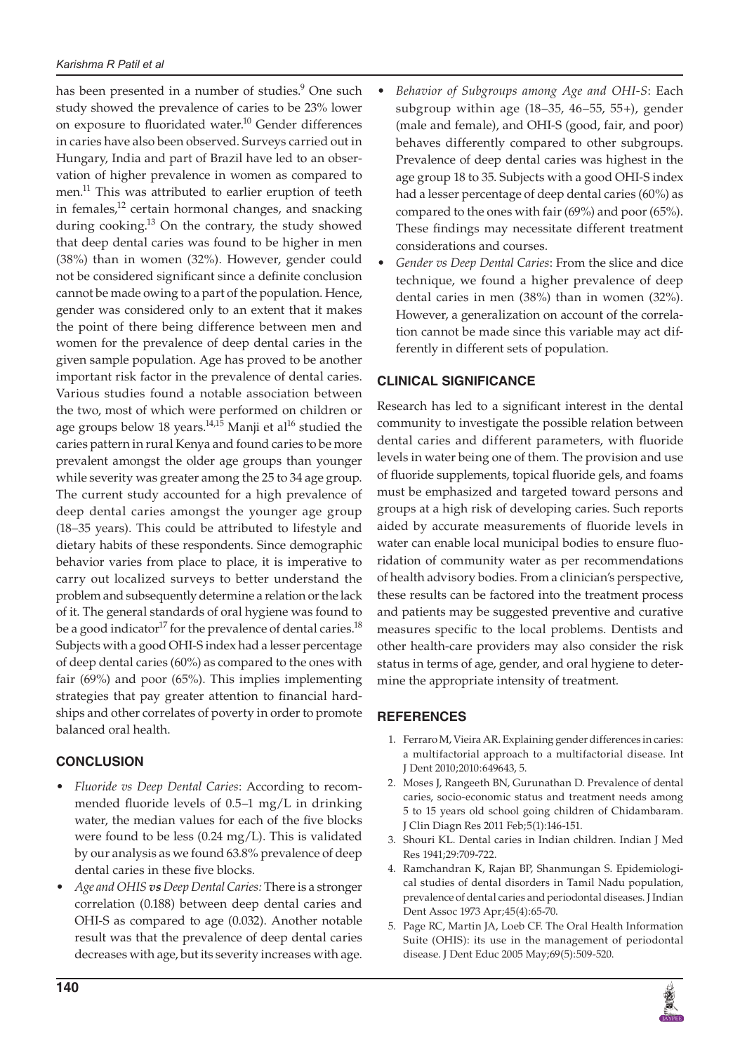has been presented in a number of studies.[9] One such study showed the prevalence of caries to be 23% lower on exposure to fluoridated water.[10] Gender differences in caries have also been observed. Surveys carried out in Hungary, India and part of Brazil have led to an observation of higher prevalence in women as compared to men.[11] This was attributed to earlier eruption of teeth in females,[12] certain hormonal changes, and snacking during cooking.[13] On the contrary, the study showed that deep dental caries was found to be higher in men (38%) than in women (32%). However, gender could not be considered significant since a definite conclusion cannot be made owing to a part of the population. Hence, gender was considered only to an extent that it makes the point of there being difference between men and women for the prevalence of deep dental caries in the given sample population. Age has proved to be another important risk factor in the prevalence of dental caries. Various studies found a notable association between the two, most of which were performed on children or age groups below 18 years.[14,15] Manji et al[16] studied the caries pattern in rural Kenya and found caries to be more prevalent amongst the older age groups than younger while severity was greater among the 25 to 34 age group. The current study accounted for a high prevalence of deep dental caries amongst the younger age group (18–35 years). This could be attributed to lifestyle and dietary habits of these respondents. Since demographic behavior varies from place to place, it is imperative to carry out localized surveys to better understand the problem and subsequently determine a relation or the lack of it. The general standards of oral hygiene was found to be a good indicator[17] for the prevalence of dental caries.[18] Subjects with a good OHI-S index had a lesser percentage of deep dental caries (60%) as compared to the ones with fair (69%) and poor (65%). This implies implementing strategies that pay greater attention to financial hardships and other correlates of poverty in order to promote balanced oral health.

## CONCLUSION

- *Fluoride vs Deep Dental Caries*: According to recommended fluoride levels of 0.5–1 mg/L in drinking water, the median values for each of the five blocks were found to be less (0.24 mg/L). This is validated by our analysis as we found 63.8% prevalence of deep dental caries in these five blocks.
- *Age and OHIS **vs** Deep Dental Caries:* There is a stronger correlation (0.188) between deep dental caries and OHI-S as compared to age (0.032). Another notable result was that the prevalence of deep dental caries decreases with age, but its severity increases with age.
- *Behavior of Subgroups among Age and OHI-S*: Each subgroup within age (18–35, 46–55, 55+), gender (male and female), and OHI-S (good, fair, and poor) behaves differently compared to other subgroups. Prevalence of deep dental caries was highest in the age group 18 to 35. Subjects with a good OHI-S index had a lesser percentage of deep dental caries (60%) as compared to the ones with fair (69%) and poor (65%). These findings may necessitate different treatment considerations and courses.
- *Gender vs Deep Dental Caries*: From the slice and dice technique, we found a higher prevalence of deep dental caries in men (38%) than in women (32%). However, a generalization on account of the correlation cannot be made since this variable may act differently in different sets of population.

## CLINICAL SIGNIFICANCE

Research has led to a significant interest in the dental community to investigate the possible relation between dental caries and different parameters, with fluoride levels in water being one of them. The provision and use of fluoride supplements, topical fluoride gels, and foams must be emphasized and targeted toward persons and groups at a high risk of developing caries. Such reports aided by accurate measurements of fluoride levels in water can enable local municipal bodies to ensure fluoridation of community water as per recommendations of health advisory bodies. From a clinician's perspective, these results can be factored into the treatment process and patients may be suggested preventive and curative measures specific to the local problems. Dentists and other health-care providers may also consider the risk status in terms of age, gender, and oral hygiene to determine the appropriate intensity of treatment.

## REFERENCES

1. Ferraro M, Vieira AR. Explaining gender differences in caries: a multifactorial approach to a multifactorial disease. Int J Dent 2010;2010:649643, 5.
2. Moses J, Rangeeth BN, Gurunathan D. Prevalence of dental caries, socio-economic status and treatment needs among 5 to 15 years old school going children of Chidambaram. J Clin Diagn Res 2011 Feb;5(1):146-151.
3. Shouri KL. Dental caries in Indian children. Indian J Med Res 1941;29:709-722.
4. Ramchandran K, Rajan BP, Shanmungan S. Epidemiological studies of dental disorders in Tamil Nadu population, prevalence of dental caries and periodontal diseases. J Indian Dent Assoc 1973 Apr;45(4):65-70.
5. Page RC, Martin JA, Loeb CF. The Oral Health Information Suite (OHIS): its use in the management of periodontal disease. J Dent Educ 2005 May;69(5):509-520.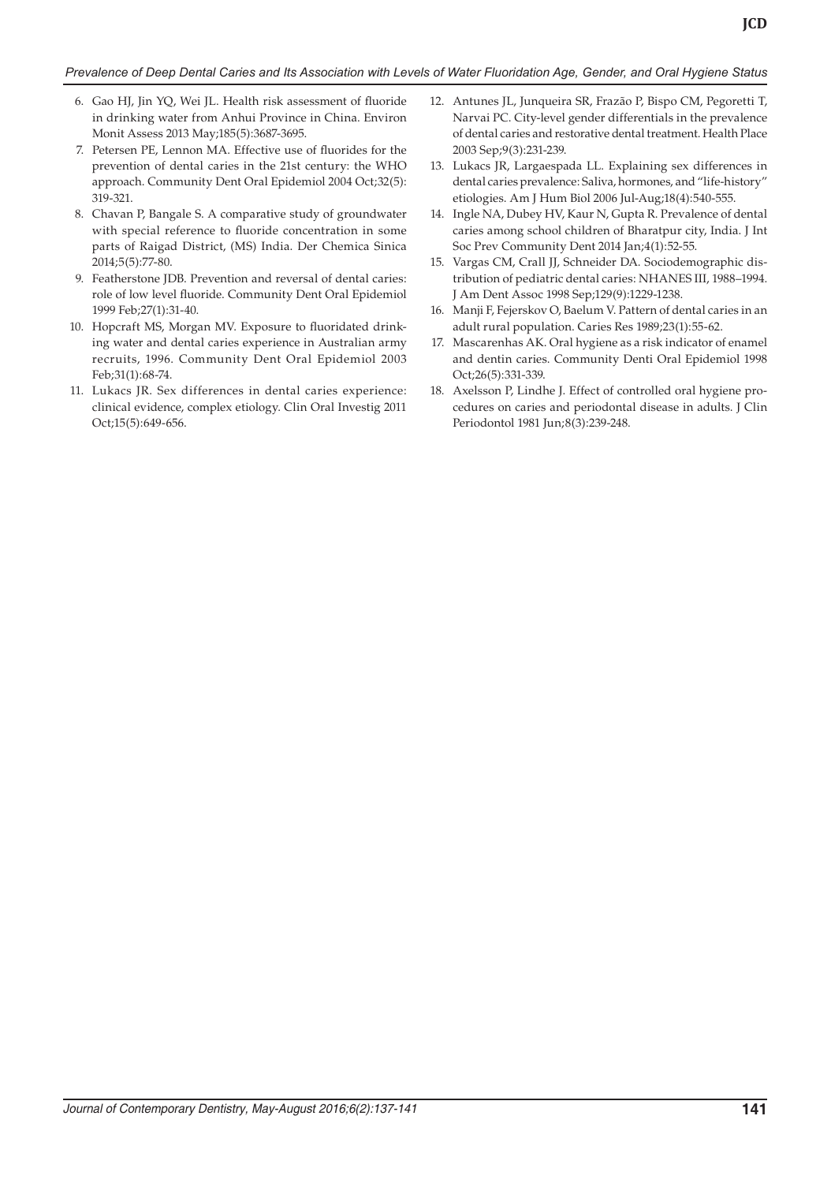6. Gao HJ, Jin YQ, Wei JL. Health risk assessment of fluoride in drinking water from Anhui Province in China. Environ Monit Assess 2013 May;185(5):3687-3695.
7. Petersen PE, Lennon MA. Effective use of fluorides for the prevention of dental caries in the 21st century: the WHO approach. Community Dent Oral Epidemiol 2004 Oct;32(5): 319-321.
8. Chavan P, Bangale S. A comparative study of groundwater with special reference to fluoride concentration in some parts of Raigad District, (MS) India. Der Chemica Sinica 2014;5(5):77-80.
9. Featherstone JDB. Prevention and reversal of dental caries: role of low level fluoride. Community Dent Oral Epidemiol 1999 Feb;27(1):31-40.
10. Hopcraft MS, Morgan MV. Exposure to fluoridated drinking water and dental caries experience in Australian army recruits, 1996. Community Dent Oral Epidemiol 2003 Feb;31(1):68-74.
11. Lukacs JR. Sex differences in dental caries experience: clinical evidence, complex etiology. Clin Oral Investig 2011 Oct;15(5):649-656.
12. Antunes JL, Junqueira SR, Frazão P, Bispo CM, Pegoretti T, Narvai PC. City-level gender differentials in the prevalence of dental caries and restorative dental treatment. Health Place 2003 Sep;9(3):231-239.
13. Lukacs JR, Largaespada LL. Explaining sex differences in dental caries prevalence: Saliva, hormones, and "life-history" etiologies. Am J Hum Biol 2006 Jul-Aug;18(4):540-555.
14. Ingle NA, Dubey HV, Kaur N, Gupta R. Prevalence of dental caries among school children of Bharatpur city, India. J Int Soc Prev Community Dent 2014 Jan;4(1):52-55.
15. Vargas CM, Crall JJ, Schneider DA. Sociodemographic distribution of pediatric dental caries: NHANES III, 1988–1994. J Am Dent Assoc 1998 Sep;129(9):1229-1238.
16. Manji F, Fejerskov O, Baelum V. Pattern of dental caries in an adult rural population. Caries Res 1989;23(1):55-62.
17. Mascarenhas AK. Oral hygiene as a risk indicator of enamel and dentin caries. Community Denti Oral Epidemiol 1998 Oct;26(5):331-339.
18. Axelsson P, Lindhe J. Effect of controlled oral hygiene procedures on caries and periodontal disease in adults. J Clin Periodontol 1981 Jun;8(3):239-248.